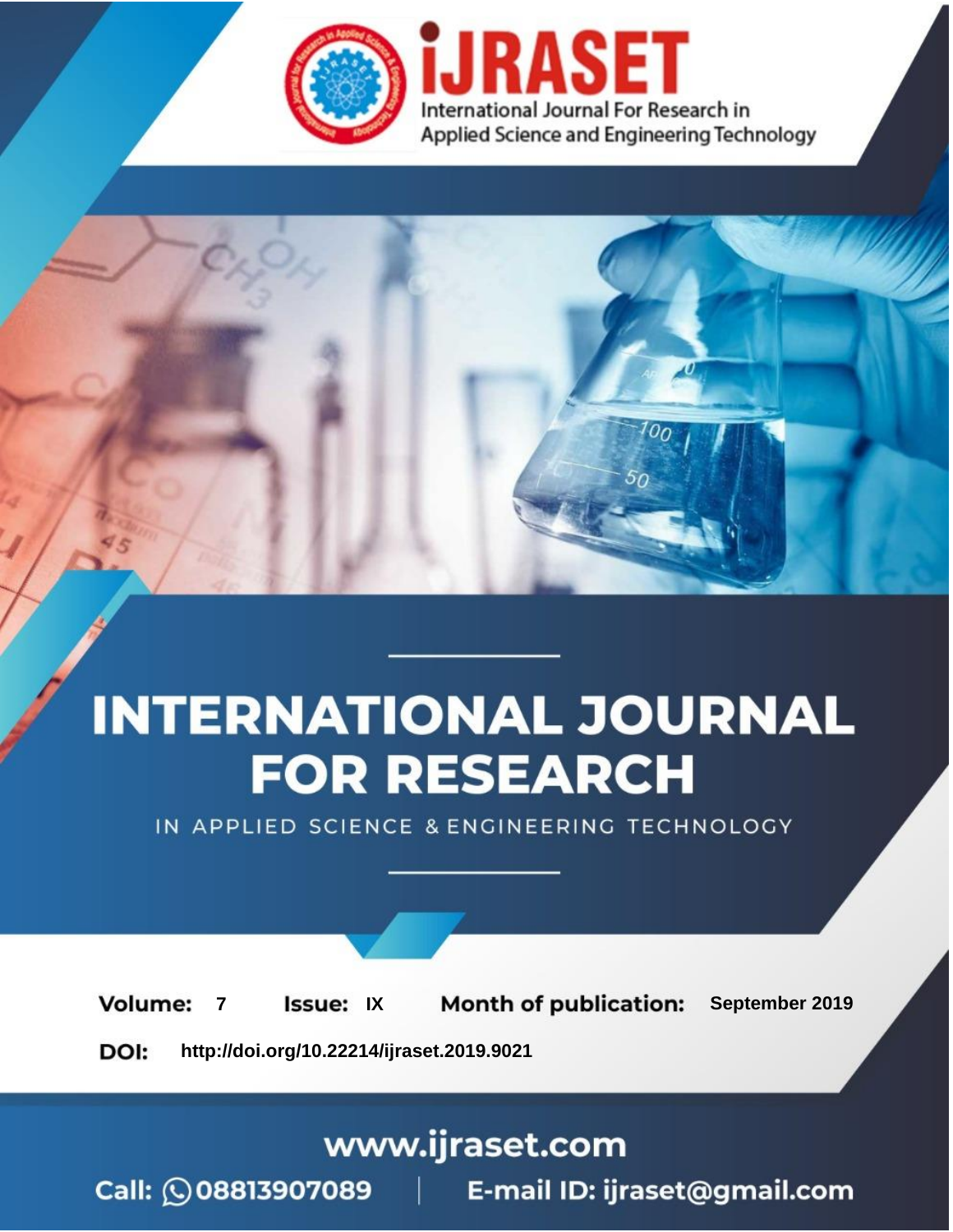# iJRASET

International Journal For Research in Applied Science and Engineering Technology

# INTERNATIONAL JOURNAL FOR RESEARCH

IN APPLIED SCIENCE & ENGINEERING TECHNOLOGY

**Volume:** 7 **Issue:** IX **Month of publication:** September 2019

**DOI:** http://doi.org/10.22214/ijraset.2019.9021

www.ijraset.com

Call: 08813907089 | E-mail ID: ijraset@gmail.com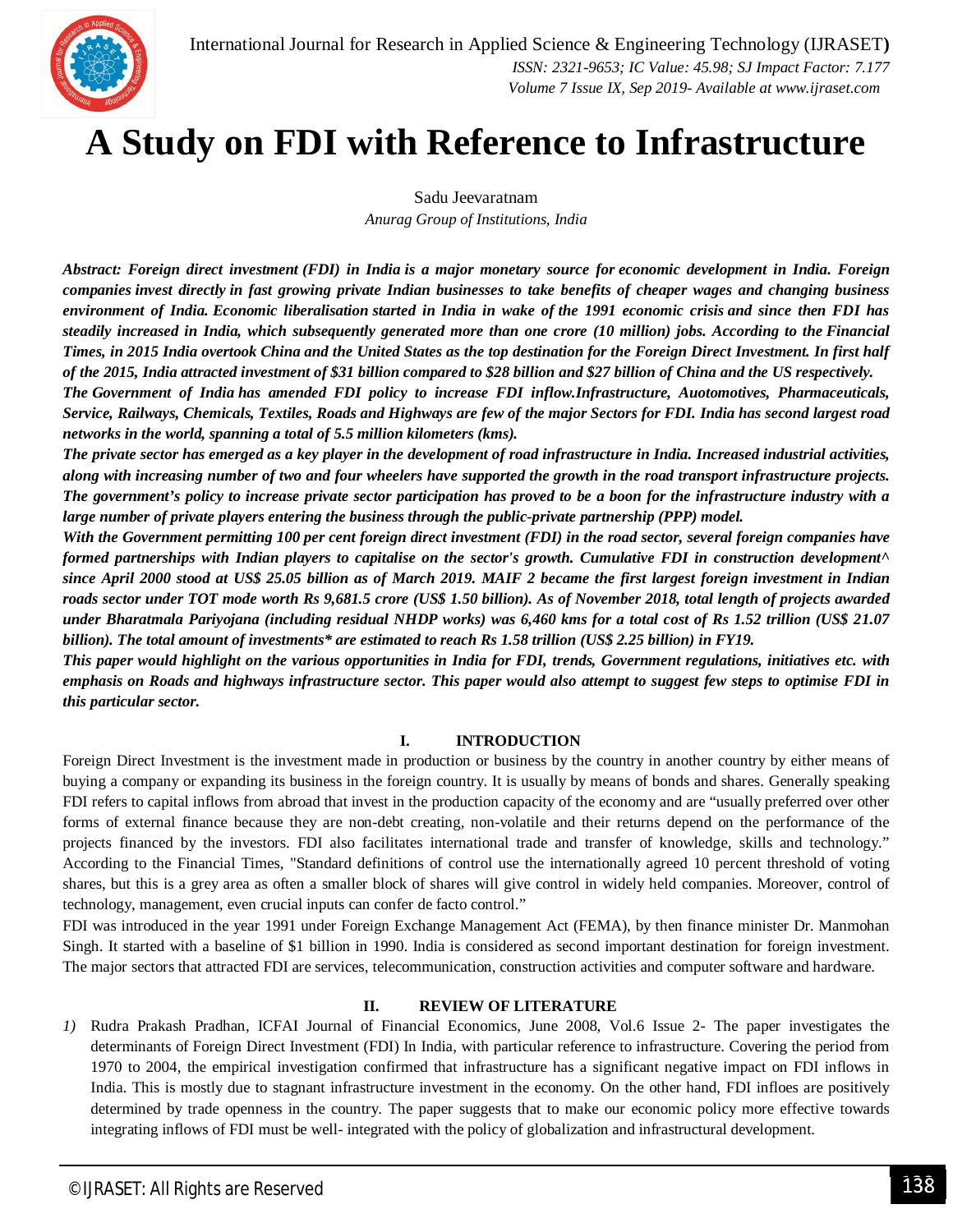# A Study on FDI with Reference to Infrastructure

Sadu Jeevaratnam

*Anurag Group of Institutions, India*

***Abstract: Foreign direct investment (FDI) in India is a major monetary source for economic development in India. Foreign companies invest directly in fast growing private Indian businesses to take benefits of cheaper wages and changing business environment of India. Economic liberalisation started in India in wake of the 1991 economic crisis and since then FDI has steadily increased in India, which subsequently generated more than one crore (10 million) jobs. According to the Financial Times, in 2015 India overtook China and the United States as the top destination for the Foreign Direct Investment. In first half of the 2015, India attracted investment of $31 billion compared to $28 billion and $27 billion of China and the US respectively.***

***The Government of India has amended FDI policy to increase FDI inflow.Infrastructure, Auotomotives, Pharmaceuticals, Service, Railways, Chemicals, Textiles, Roads and Highways are few of the major Sectors for FDI. India has second largest road networks in the world, spanning a total of 5.5 million kilometers (kms).***

***The private sector has emerged as a key player in the development of road infrastructure in India. Increased industrial activities, along with increasing number of two and four wheelers have supported the growth in the road transport infrastructure projects. The government's policy to increase private sector participation has proved to be a boon for the infrastructure industry with a large number of private players entering the business through the public-private partnership (PPP) model.***

***With the Government permitting 100 per cent foreign direct investment (FDI) in the road sector, several foreign companies have formed partnerships with Indian players to capitalise on the sector's growth. Cumulative FDI in construction development^ since April 2000 stood at US$ 25.05 billion as of March 2019. MAIF 2 became the first largest foreign investment in Indian roads sector under TOT mode worth Rs 9,681.5 crore (US$ 1.50 billion). As of November 2018, total length of projects awarded under Bharatmala Pariyojana (including residual NHDP works) was 6,460 kms for a total cost of Rs 1.52 trillion (US$ 21.07 billion). The total amount of investments* are estimated to reach Rs 1.58 trillion (US$ 2.25 billion) in FY19.***

***This paper would highlight on the various opportunities in India for FDI, trends, Government regulations, initiatives etc. with emphasis on Roads and highways infrastructure sector. This paper would also attempt to suggest few steps to optimise FDI in this particular sector.***

## I. INTRODUCTION

Foreign Direct Investment is the investment made in production or business by the country in another country by either means of buying a company or expanding its business in the foreign country. It is usually by means of bonds and shares. Generally speaking FDI refers to capital inflows from abroad that invest in the production capacity of the economy and are "usually preferred over other forms of external finance because they are non-debt creating, non-volatile and their returns depend on the performance of the projects financed by the investors. FDI also facilitates international trade and transfer of knowledge, skills and technology." According to the Financial Times, "Standard definitions of control use the internationally agreed 10 percent threshold of voting shares, but this is a grey area as often a smaller block of shares will give control in widely held companies. Moreover, control of technology, management, even crucial inputs can confer de facto control."

FDI was introduced in the year 1991 under Foreign Exchange Management Act (FEMA), by then finance minister Dr. Manmohan Singh. It started with a baseline of $1 billion in 1990. India is considered as second important destination for foreign investment. The major sectors that attracted FDI are services, telecommunication, construction activities and computer software and hardware.

## II. REVIEW OF LITERATURE

1) Rudra Prakash Pradhan, ICFAI Journal of Financial Economics, June 2008, Vol.6 Issue 2- The paper investigates the determinants of Foreign Direct Investment (FDI) In India, with particular reference to infrastructure. Covering the period from 1970 to 2004, the empirical investigation confirmed that infrastructure has a significant negative impact on FDI inflows in India. This is mostly due to stagnant infrastructure investment in the economy. On the other hand, FDI infloes are positively determined by trade openness in the country. The paper suggests that to make our economic policy more effective towards integrating inflows of FDI must be well- integrated with the policy of globalization and infrastructural development.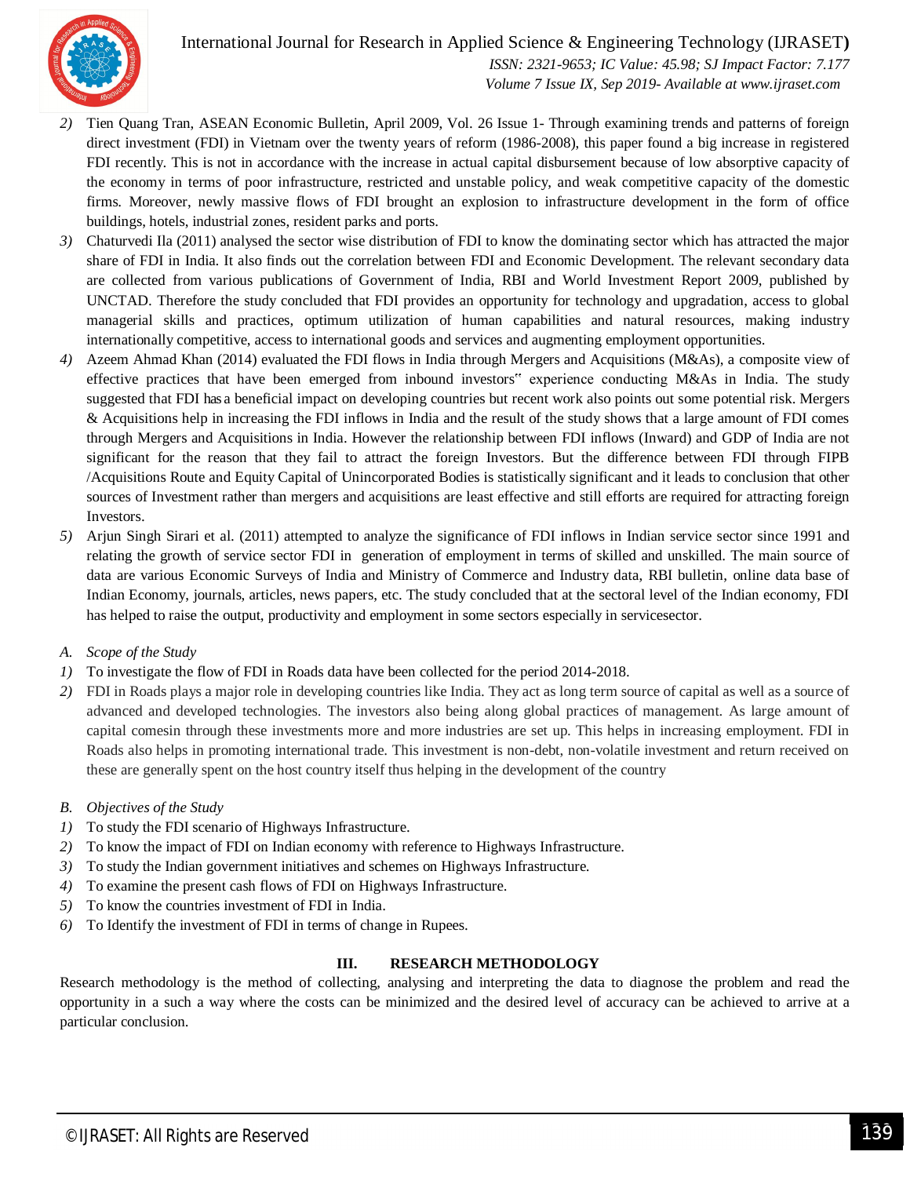2) Tien Quang Tran, ASEAN Economic Bulletin, April 2009, Vol. 26 Issue 1- Through examining trends and patterns of foreign direct investment (FDI) in Vietnam over the twenty years of reform (1986-2008), this paper found a big increase in registered FDI recently. This is not in accordance with the increase in actual capital disbursement because of low absorptive capacity of the economy in terms of poor infrastructure, restricted and unstable policy, and weak competitive capacity of the domestic firms. Moreover, newly massive flows of FDI brought an explosion to infrastructure development in the form of office buildings, hotels, industrial zones, resident parks and ports.
3) Chaturvedi Ila (2011) analysed the sector wise distribution of FDI to know the dominating sector which has attracted the major share of FDI in India. It also finds out the correlation between FDI and Economic Development. The relevant secondary data are collected from various publications of Government of India, RBI and World Investment Report 2009, published by UNCTAD. Therefore the study concluded that FDI provides an opportunity for technology and upgradation, access to global managerial skills and practices, optimum utilization of human capabilities and natural resources, making industry internationally competitive, access to international goods and services and augmenting employment opportunities.
4) Azeem Ahmad Khan (2014) evaluated the FDI flows in India through Mergers and Acquisitions (M&As), a composite view of effective practices that have been emerged from inbound investors" experience conducting M&As in India. The study suggested that FDI has a beneficial impact on developing countries but recent work also points out some potential risk. Mergers & Acquisitions help in increasing the FDI inflows in India and the result of the study shows that a large amount of FDI comes through Mergers and Acquisitions in India. However the relationship between FDI inflows (Inward) and GDP of India are not significant for the reason that they fail to attract the foreign Investors. But the difference between FDI through FIPB /Acquisitions Route and Equity Capital of Unincorporated Bodies is statistically significant and it leads to conclusion that other sources of Investment rather than mergers and acquisitions are least effective and still efforts are required for attracting foreign Investors.
5) Arjun Singh Sirari et al. (2011) attempted to analyze the significance of FDI inflows in Indian service sector since 1991 and relating the growth of service sector FDI in generation of employment in terms of skilled and unskilled. The main source of data are various Economic Surveys of India and Ministry of Commerce and Industry data, RBI bulletin, online data base of Indian Economy, journals, articles, news papers, etc. The study concluded that at the sectoral level of the Indian economy, FDI has helped to raise the output, productivity and employment in some sectors especially in servicesector.

### *A. Scope of the Study*

1) To investigate the flow of FDI in Roads data have been collected for the period 2014-2018.
2) FDI in Roads plays a major role in developing countries like India. They act as long term source of capital as well as a source of advanced and developed technologies. The investors also being along global practices of management. As large amount of capital comesin through these investments more and more industries are set up. This helps in increasing employment. FDI in Roads also helps in promoting international trade. This investment is non-debt, non-volatile investment and return received on these are generally spent on the host country itself thus helping in the development of the country

### *B. Objectives of the Study*

1) To study the FDI scenario of Highways Infrastructure.
2) To know the impact of FDI on Indian economy with reference to Highways Infrastructure.
3) To study the Indian government initiatives and schemes on Highways Infrastructure.
4) To examine the present cash flows of FDI on Highways Infrastructure.
5) To know the countries investment of FDI in India.
6) To Identify the investment of FDI in terms of change in Rupees.

## III. RESEARCH METHODOLOGY

Research methodology is the method of collecting, analysing and interpreting the data to diagnose the problem and read the opportunity in a such a way where the costs can be minimized and the desired level of accuracy can be achieved to arrive at a particular conclusion.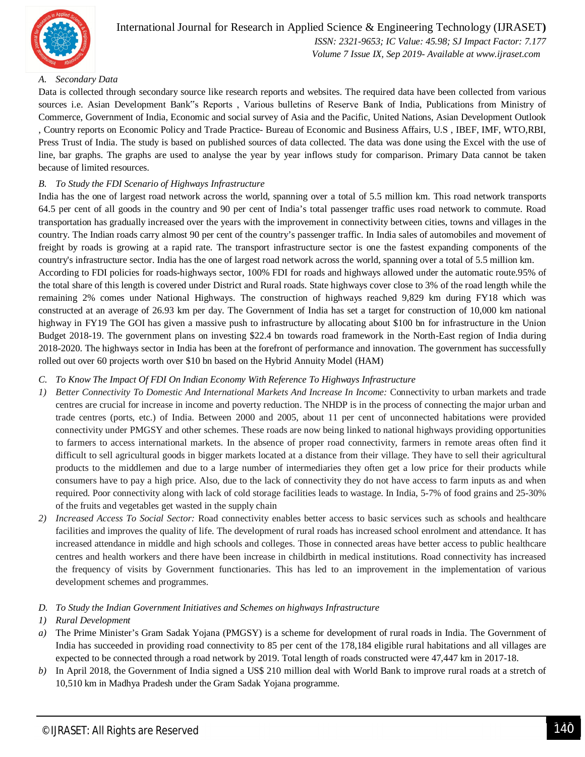### A. Secondary Data

Data is collected through secondary source like research reports and websites. The required data have been collected from various sources i.e. Asian Development Bank"s Reports , Various bulletins of Reserve Bank of India, Publications from Ministry of Commerce, Government of India, Economic and social survey of Asia and the Pacific, United Nations, Asian Development Outlook , Country reports on Economic Policy and Trade Practice- Bureau of Economic and Business Affairs, U.S , IBEF, IMF, WTO,RBI, Press Trust of India. The study is based on published sources of data collected. The data was done using the Excel with the use of line, bar graphs. The graphs are used to analyse the year by year inflows study for comparison. Primary Data cannot be taken because of limited resources.

### B. To Study the FDI Scenario of Highways Infrastructure

India has the one of largest road network across the world, spanning over a total of 5.5 million km. This road network transports 64.5 per cent of all goods in the country and 90 per cent of India's total passenger traffic uses road network to commute. Road transportation has gradually increased over the years with the improvement in connectivity between cities, towns and villages in the country. The Indian roads carry almost 90 per cent of the country's passenger traffic. In India sales of automobiles and movement of freight by roads is growing at a rapid rate. The transport infrastructure sector is one the fastest expanding components of the country's infrastructure sector. India has the one of largest road network across the world, spanning over a total of 5.5 million km.

According to FDI policies for roads-highways sector, 100% FDI for roads and highways allowed under the automatic route.95% of the total share of this length is covered under District and Rural roads. State highways cover close to 3% of the road length while the remaining 2% comes under National Highways. The construction of highways reached 9,829 km during FY18 which was constructed at an average of 26.93 km per day. The Government of India has set a target for construction of 10,000 km national highway in FY19 The GOI has given a massive push to infrastructure by allocating about $100 bn for infrastructure in the Union Budget 2018-19. The government plans on investing $22.4 bn towards road framework in the North-East region of India during 2018-2020. The highways sector in India has been at the forefront of performance and innovation. The government has successfully rolled out over 60 projects worth over $10 bn based on the Hybrid Annuity Model (HAM)

### C. To Know The Impact Of FDI On Indian Economy With Reference To Highways Infrastructure

1) *Better Connectivity To Domestic And International Markets And Increase In Income:* Connectivity to urban markets and trade centres are crucial for increase in income and poverty reduction. The NHDP is in the process of connecting the major urban and trade centres (ports, etc.) of India. Between 2000 and 2005, about 11 per cent of unconnected habitations were provided connectivity under PMGSY and other schemes. These roads are now being linked to national highways providing opportunities to farmers to access international markets. In the absence of proper road connectivity, farmers in remote areas often find it difficult to sell agricultural goods in bigger markets located at a distance from their village. They have to sell their agricultural products to the middlemen and due to a large number of intermediaries they often get a low price for their products while consumers have to pay a high price. Also, due to the lack of connectivity they do not have access to farm inputs as and when required. Poor connectivity along with lack of cold storage facilities leads to wastage. In India, 5-7% of food grains and 25-30% of the fruits and vegetables get wasted in the supply chain
2) *Increased Access To Social Sector:* Road connectivity enables better access to basic services such as schools and healthcare facilities and improves the quality of life. The development of rural roads has increased school enrolment and attendance. It has increased attendance in middle and high schools and colleges. Those in connected areas have better access to public healthcare centres and health workers and there have been increase in childbirth in medical institutions. Road connectivity has increased the frequency of visits by Government functionaries. This has led to an improvement in the implementation of various development schemes and programmes.

### D. To Study the Indian Government Initiatives and Schemes on highways Infrastructure

1) *Rural Development*

a) The Prime Minister's Gram Sadak Yojana (PMGSY) is a scheme for development of rural roads in India. The Government of India has succeeded in providing road connectivity to 85 per cent of the 178,184 eligible rural habitations and all villages are expected to be connected through a road network by 2019. Total length of roads constructed were 47,447 km in 2017-18.

b) In April 2018, the Government of India signed a US$ 210 million deal with World Bank to improve rural roads at a stretch of 10,510 km in Madhya Pradesh under the Gram Sadak Yojana programme.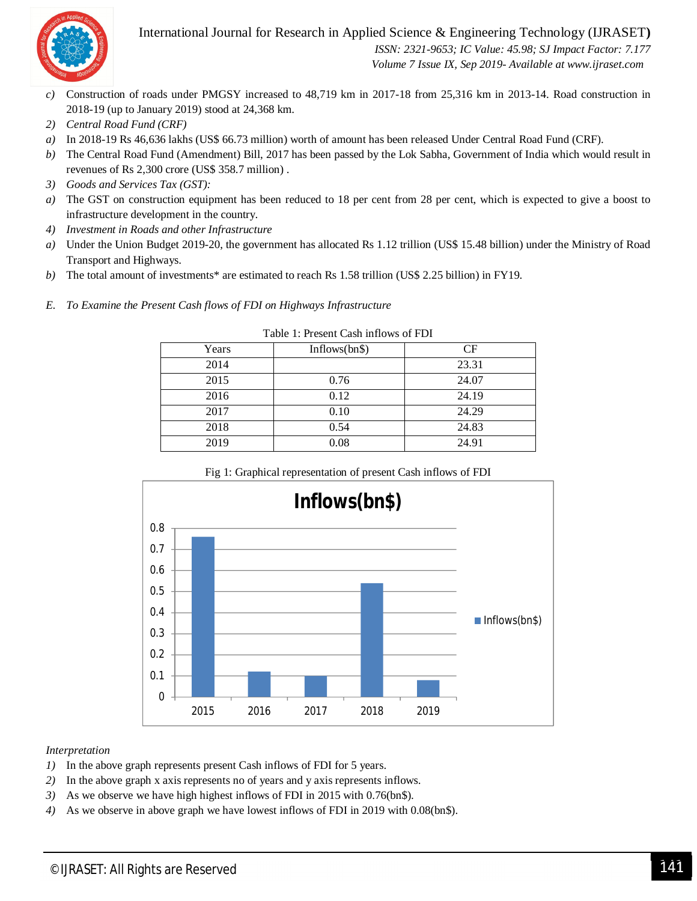c) Construction of roads under PMGSY increased to 48,719 km in 2017-18 from 25,316 km in 2013-14. Road construction in 2018-19 (up to January 2019) stood at 24,368 km.

2) *Central Road Fund (CRF)*

a) In 2018-19 Rs 46,636 lakhs (US$ 66.73 million) worth of amount has been released Under Central Road Fund (CRF).

b) The Central Road Fund (Amendment) Bill, 2017 has been passed by the Lok Sabha, Government of India which would result in revenues of Rs 2,300 crore (US$ 358.7 million) .

3) *Goods and Services Tax (GST):*

a) The GST on construction equipment has been reduced to 18 per cent from 28 per cent, which is expected to give a boost to infrastructure development in the country.

4) *Investment in Roads and other Infrastructure*

a) Under the Union Budget 2019-20, the government has allocated Rs 1.12 trillion (US$ 15.48 billion) under the Ministry of Road Transport and Highways.

b) The total amount of investments* are estimated to reach Rs 1.58 trillion (US$ 2.25 billion) in FY19.

### *E. To Examine the Present Cash flows of FDI on Highways Infrastructure*

Table 1: Present Cash inflows of FDI

| Years | Inflows(bn$) | CF |
|---|---|---|
| 2014 | | 23.31 |
| 2015 | 0.76 | 24.07 |
| 2016 | 0.12 | 24.19 |
| 2017 | 0.10 | 24.29 |
| 2018 | 0.54 | 24.83 |
| 2019 | 0.08 | 24.91 |

Fig 1: Graphical representation of present Cash inflows of FDI

*Interpretation*

1) In the above graph represents present Cash inflows of FDI for 5 years.
2) In the above graph x axis represents no of years and y axis represents inflows.
3) As we observe we have high highest inflows of FDI in 2015 with 0.76(bn$).
4) As we observe in above graph we have lowest inflows of FDI in 2019 with 0.08(bn$).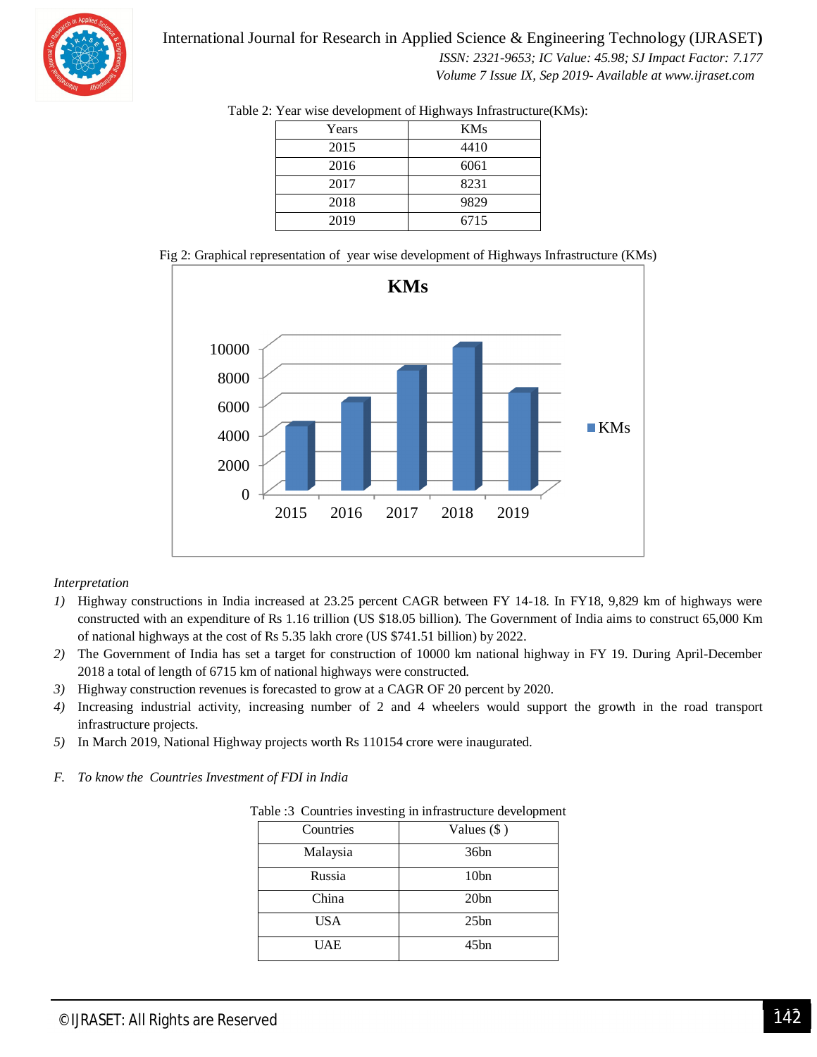Table 2: Year wise development of Highways Infrastructure(KMs):

| Years | KMs |
|---|---|
| 2015 | 4410 |
| 2016 | 6061 |
| 2017 | 8231 |
| 2018 | 9829 |
| 2019 | 6715 |

Fig 2: Graphical representation of year wise development of Highways Infrastructure (KMs)

*Interpretation*

1) Highway constructions in India increased at 23.25 percent CAGR between FY 14-18. In FY18, 9,829 km of highways were constructed with an expenditure of Rs 1.16 trillion (US $18.05 billion). The Government of India aims to construct 65,000 Km of national highways at the cost of Rs 5.35 lakh crore (US $741.51 billion) by 2022.
2) The Government of India has set a target for construction of 10000 km national highway in FY 19. During April-December 2018 a total of length of 6715 km of national highways were constructed.
3) Highway construction revenues is forecasted to grow at a CAGR OF 20 percent by 2020.
4) Increasing industrial activity, increasing number of 2 and 4 wheelers would support the growth in the road transport infrastructure projects.
5) In March 2019, National Highway projects worth Rs 110154 crore were inaugurated.

### *F. To know the Countries Investment of FDI in India*

Table :3 Countries investing in infrastructure development

| Countries | Values ($ ) |
|---|---|
| Malaysia | 36bn |
| Russia | 10bn |
| China | 20bn |
| USA | 25bn |
| UAE | 45bn |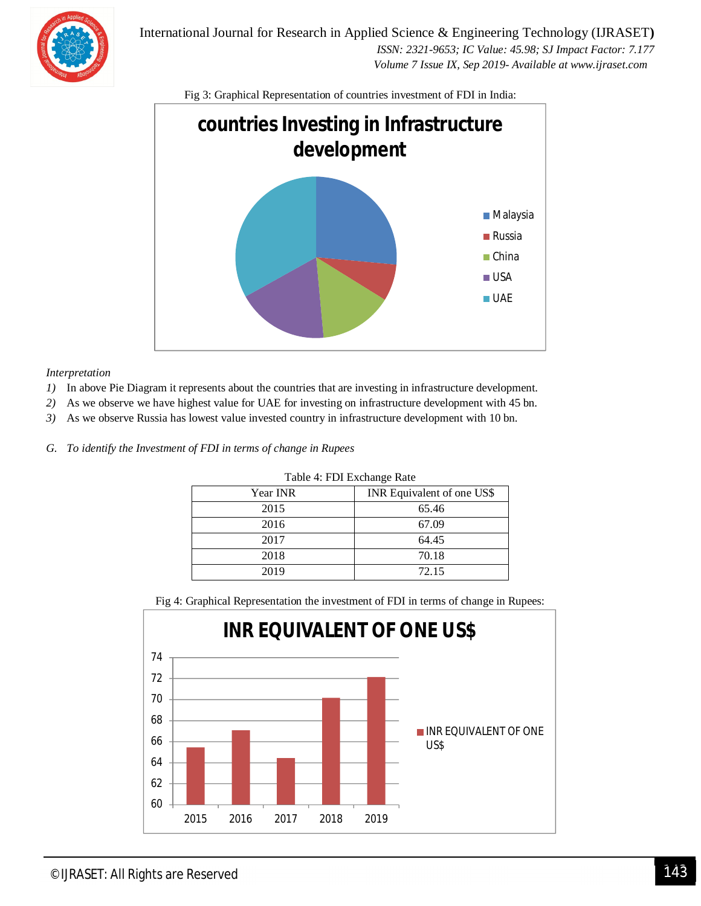Fig 3: Graphical Representation of countries investment of FDI in India:

*Interpretation*

1) In above Pie Diagram it represents about the countries that are investing in infrastructure development.
2) As we observe we have highest value for UAE for investing on infrastructure development with 45 bn.
3) As we observe Russia has lowest value invested country in infrastructure development with 10 bn.

*G. To identify the Investment of FDI in terms of change in Rupees*

Table 4: FDI Exchange Rate

| Year INR | INR Equivalent of one US$ |
|---|---|
| 2015 | 65.46 |
| 2016 | 67.09 |
| 2017 | 64.45 |
| 2018 | 70.18 |
| 2019 | 72.15 |

Fig 4: Graphical Representation the investment of FDI in terms of change in Rupees: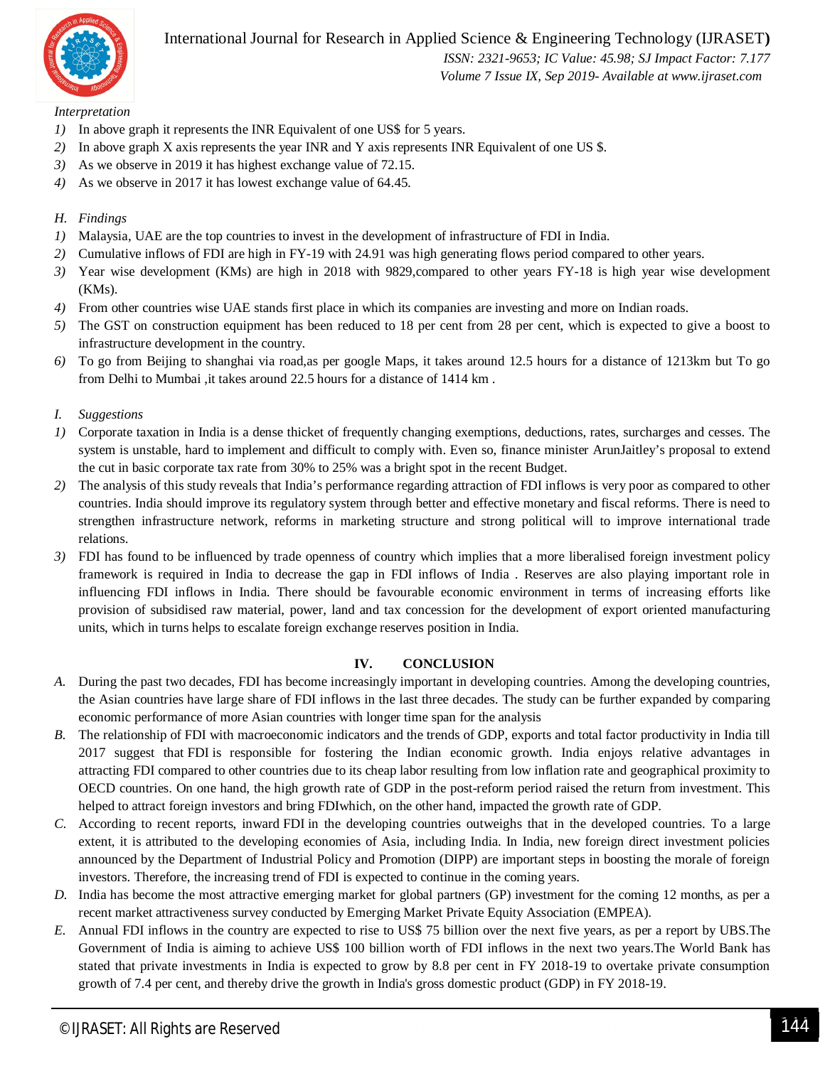*Interpretation*

1) In above graph it represents the INR Equivalent of one US$ for 5 years.
2) In above graph X axis represents the year INR and Y axis represents INR Equivalent of one US $.
3) As we observe in 2019 it has highest exchange value of 72.15.
4) As we observe in 2017 it has lowest exchange value of 64.45.

### H. Findings

1) Malaysia, UAE are the top countries to invest in the development of infrastructure of FDI in India.
2) Cumulative inflows of FDI are high in FY-19 with 24.91 was high generating flows period compared to other years.
3) Year wise development (KMs) are high in 2018 with 9829,compared to other years FY-18 is high year wise development (KMs).
4) From other countries wise UAE stands first place in which its companies are investing and more on Indian roads.
5) The GST on construction equipment has been reduced to 18 per cent from 28 per cent, which is expected to give a boost to infrastructure development in the country.
6) To go from Beijing to shanghai via road,as per google Maps, it takes around 12.5 hours for a distance of 1213km but To go from Delhi to Mumbai ,it takes around 22.5 hours for a distance of 1414 km .

### I. Suggestions

1) Corporate taxation in India is a dense thicket of frequently changing exemptions, deductions, rates, surcharges and cesses. The system is unstable, hard to implement and difficult to comply with. Even so, finance minister ArunJaitley's proposal to extend the cut in basic corporate tax rate from 30% to 25% was a bright spot in the recent Budget.
2) The analysis of this study reveals that India's performance regarding attraction of FDI inflows is very poor as compared to other countries. India should improve its regulatory system through better and effective monetary and fiscal reforms. There is need to strengthen infrastructure network, reforms in marketing structure and strong political will to improve international trade relations.
3) FDI has found to be influenced by trade openness of country which implies that a more liberalised foreign investment policy framework is required in India to decrease the gap in FDI inflows of India . Reserves are also playing important role in influencing FDI inflows in India. There should be favourable economic environment in terms of increasing efforts like provision of subsidised raw material, power, land and tax concession for the development of export oriented manufacturing units, which in turns helps to escalate foreign exchange reserves position in India.

## IV. CONCLUSION

A. During the past two decades, FDI has become increasingly important in developing countries. Among the developing countries, the Asian countries have large share of FDI inflows in the last three decades. The study can be further expanded by comparing economic performance of more Asian countries with longer time span for the analysis

B. The relationship of FDI with macroeconomic indicators and the trends of GDP, exports and total factor productivity in India till 2017 suggest that FDI is responsible for fostering the Indian economic growth. India enjoys relative advantages in attracting FDI compared to other countries due to its cheap labor resulting from low inflation rate and geographical proximity to OECD countries. On one hand, the high growth rate of GDP in the post-reform period raised the return from investment. This helped to attract foreign investors and bring FDIwhich, on the other hand, impacted the growth rate of GDP.

C. According to recent reports, inward FDI in the developing countries outweighs that in the developed countries. To a large extent, it is attributed to the developing economies of Asia, including India. In India, new foreign direct investment policies announced by the Department of Industrial Policy and Promotion (DIPP) are important steps in boosting the morale of foreign investors. Therefore, the increasing trend of FDI is expected to continue in the coming years.

D. India has become the most attractive emerging market for global partners (GP) investment for the coming 12 months, as per a recent market attractiveness survey conducted by Emerging Market Private Equity Association (EMPEA).

E. Annual FDI inflows in the country are expected to rise to US$ 75 billion over the next five years, as per a report by UBS.The Government of India is aiming to achieve US$ 100 billion worth of FDI inflows in the next two years.The World Bank has stated that private investments in India is expected to grow by 8.8 per cent in FY 2018-19 to overtake private consumption growth of 7.4 per cent, and thereby drive the growth in India's gross domestic product (GDP) in FY 2018-19.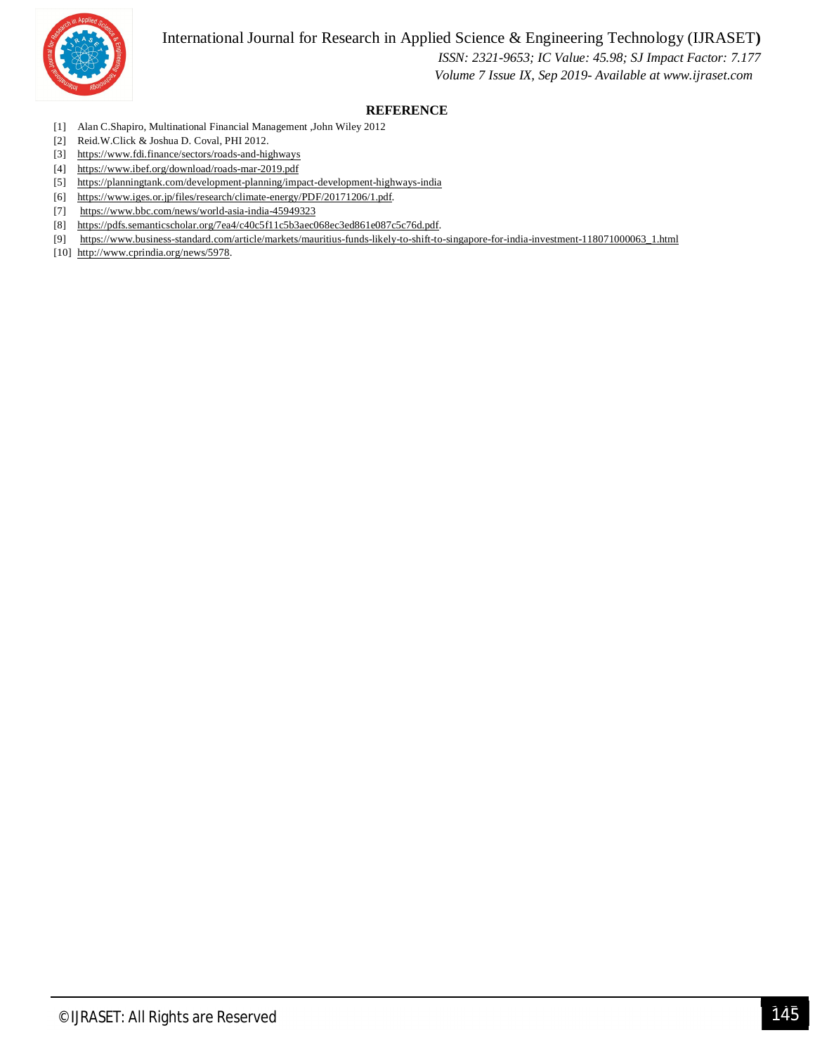## REFERENCE

[1] Alan C.Shapiro, Multinational Financial Management ,John Wiley 2012

[2] Reid.W.Click & Joshua D. Coval, PHI 2012.

[3] https://www.fdi.finance/sectors/roads-and-highways

[4] https://www.ibef.org/download/roads-mar-2019.pdf

[5] https://planningtank.com/development-planning/impact-development-highways-india

[6] https://www.iges.or.jp/files/research/climate-energy/PDF/20171206/1.pdf.

[7] https://www.bbc.com/news/world-asia-india-45949323

[8] https://pdfs.semanticscholar.org/7ea4/c40c5f11c5b3aec068ec3ed861e087c5c76d.pdf.

[9] https://www.business-standard.com/article/markets/mauritius-funds-likely-to-shift-to-singapore-for-india-investment-118071000063_1.html

[10] http://www.cprindia.org/news/5978.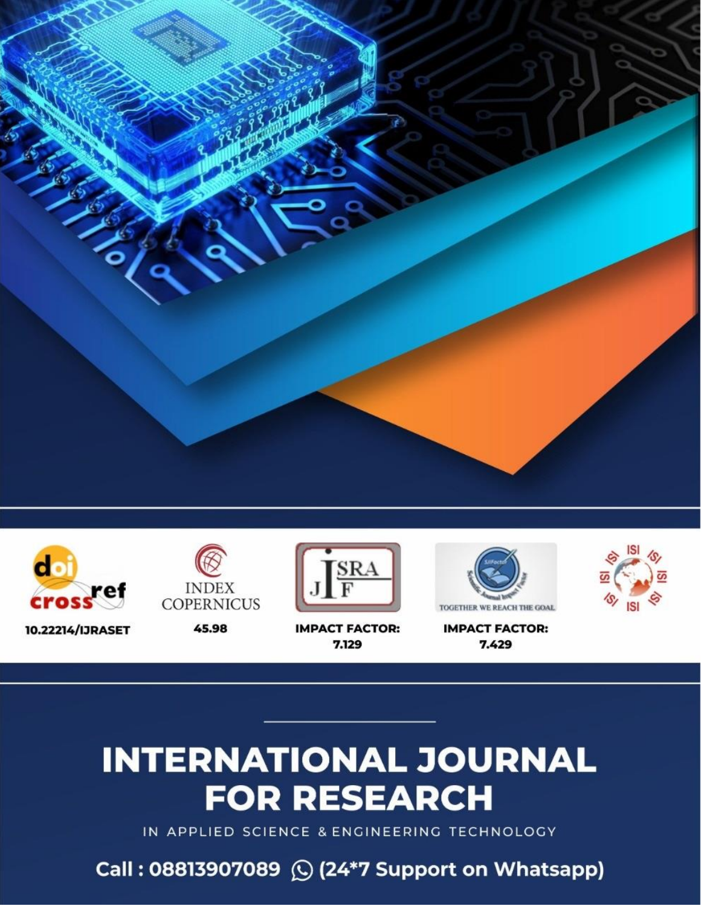10.22214/IJRASET

45.98

IMPACT FACTOR: 7.129

IMPACT FACTOR: 7.429

# INTERNATIONAL JOURNAL FOR RESEARCH

IN APPLIED SCIENCE & ENGINEERING TECHNOLOGY

Call : 08813907089 (24*7 Support on Whatsapp)